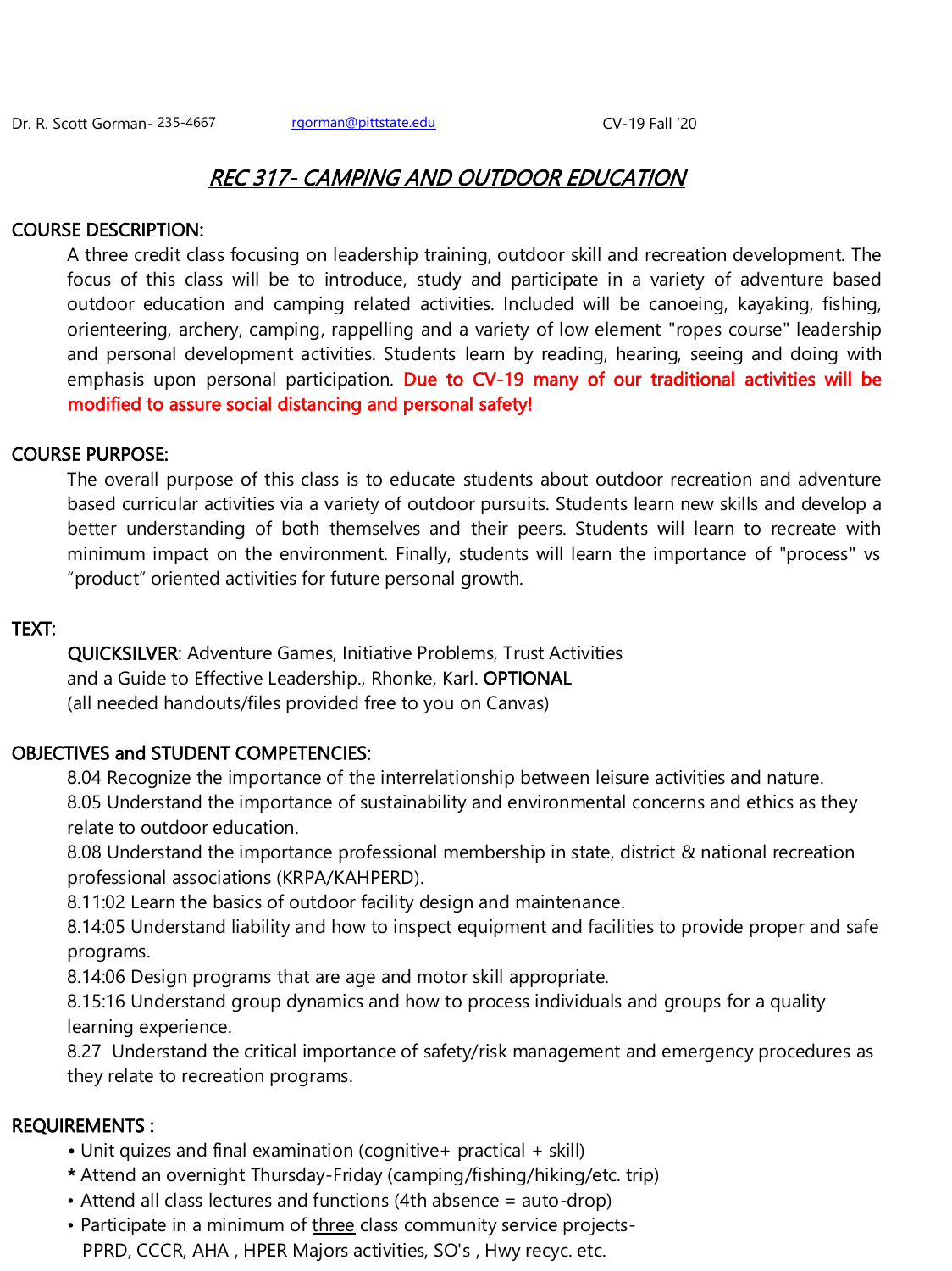Dr. R. Scott Gorman- 235-4667 rgorman@pittstate.edu CV-19 Fall '20

# *REC 317- CAMPING AND OUTDOOR EDUCATION*

## COURSE DESCRIPTION:

A three credit class focusing on leadership training, outdoor skill and recreation development. The focus of this class will be to introduce, study and participate in a variety of adventure based outdoor education and camping related activities. Included will be canoeing, kayaking, fishing, orienteering, archery, camping, rappelling and a variety of low element "ropes course" leadership and personal development activities. Students learn by reading, hearing, seeing and doing with emphasis upon personal participation. **Due to CV-19 many of our traditional activities will be modified to assure social distancing and personal safety!**

## COURSE PURPOSE:

The overall purpose of this class is to educate students about outdoor recreation and adventure based curricular activities via a variety of outdoor pursuits. Students learn new skills and develop a better understanding of both themselves and their peers. Students will learn to recreate with minimum impact on the environment. Finally, students will learn the importance of "process" vs "product" oriented activities for future personal growth.

## TEXT:

**QUICKSILVER**: Adventure Games, Initiative Problems, Trust Activities and a Guide to Effective Leadership., Rhonke, Karl. **OPTIONAL**
(all needed handouts/files provided free to you on Canvas)

## OBJECTIVES and STUDENT COMPETENCIES:

8.04 Recognize the importance of the interrelationship between leisure activities and nature.
8.05 Understand the importance of sustainability and environmental concerns and ethics as they relate to outdoor education.
8.08 Understand the importance professional membership in state, district & national recreation professional associations (KRPA/KAHPERD).
8.11:02 Learn the basics of outdoor facility design and maintenance.
8.14:05 Understand liability and how to inspect equipment and facilities to provide proper and safe programs.
8.14:06 Design programs that are age and motor skill appropriate.
8.15:16 Understand group dynamics and how to process individuals and groups for a quality learning experience.
8.27 Understand the critical importance of safety/risk management and emergency procedures as they relate to recreation programs.

## REQUIREMENTS :

• Unit quizes and final examination (cognitive+ practical + skill)
**\*** Attend an overnight Thursday-Friday (camping/fishing/hiking/etc. trip)
• Attend all class lectures and functions (4th absence = auto-drop)
• Participate in a minimum of <u>three</u> class community service projects- PPRD, CCCR, AHA , HPER Majors activities, SO's , Hwy recyc. etc.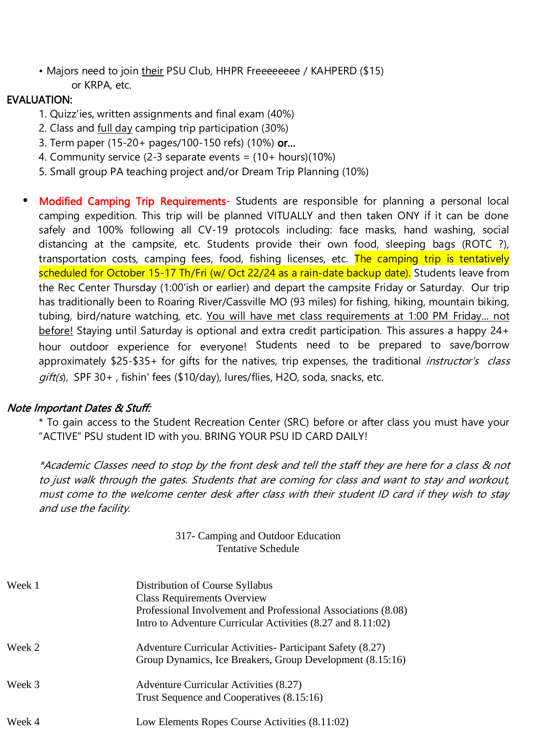- Majors need to join <u>their</u> PSU Club, HHPR Freeeeeeee / KAHPERD ($15) or KRPA, etc.

**EVALUATION:**

1. Quizz'ies, written assignments and final exam (40%)
2. Class and <u>full day</u> camping trip participation (30%)
3. Term paper (15-20+ pages/100-150 refs) (10%) **or...**
4. Community service (2-3 separate events = (10+ hours)(10%)
5. Small group PA teaching project and/or Dream Trip Planning (10%)

- **Modified Camping Trip Requirements**- Students are responsible for planning a personal local camping expedition. This trip will be planned VITUALLY and then taken ONY if it can be done safely and 100% following all CV-19 protocols including: face masks, hand washing, social distancing at the campsite, etc. Students provide their own food, sleeping bags (ROTC ?), transportation costs, camping fees, food, fishing licenses, etc. The camping trip is tentatively scheduled for October 15-17 Th/Fri (w/ Oct 22/24 as a rain-date backup date). Students leave from the Rec Center Thursday (1:00'ish or earlier) and depart the campsite Friday or Saturday. Our trip has traditionally been to Roaring River/Cassville MO (93 miles) for fishing, hiking, mountain biking, tubing, bird/nature watching, etc. <u>You will have met class requirements at 1:00 PM Friday... not before!</u> Staying until Saturday is optional and extra credit participation. This assures a happy 24+ hour outdoor experience for everyone! Students need to be prepared to save/borrow approximately $25-$35+ for gifts for the natives, trip expenses, the traditional *instructor's class gift(s)*, SPF 30+ , fishin' fees ($10/day), lures/flies, H2O, soda, snacks, etc.

*Note Important Dates & Stuff:*

\* To gain access to the Student Recreation Center (SRC) before or after class you must have your "ACTIVE" PSU student ID with you. BRING YOUR PSU ID CARD DAILY!

*\*Academic Classes need to stop by the front desk and tell the staff they are here for a class & not to just walk through the gates. Students that are coming for class and want to stay and workout, must come to the welcome center desk after class with their student ID card if they wish to stay and use the facility.*

317- Camping and Outdoor Education
Tentative Schedule

| | |
|---|---|
| Week 1 | Distribution of Course Syllabus<br>Class Requirements Overview<br>Professional Involvement and Professional Associations (8.08)<br>Intro to Adventure Curricular Activities (8.27 and 8.11:02) |
| Week 2 | Adventure Curricular Activities- Participant Safety (8.27)<br>Group Dynamics, Ice Breakers, Group Development (8.15:16) |
| Week 3 | Adventure Curricular Activities (8.27)<br>Trust Sequence and Cooperatives (8.15:16) |
| Week 4 | Low Elements Ropes Course Activities (8.11:02) |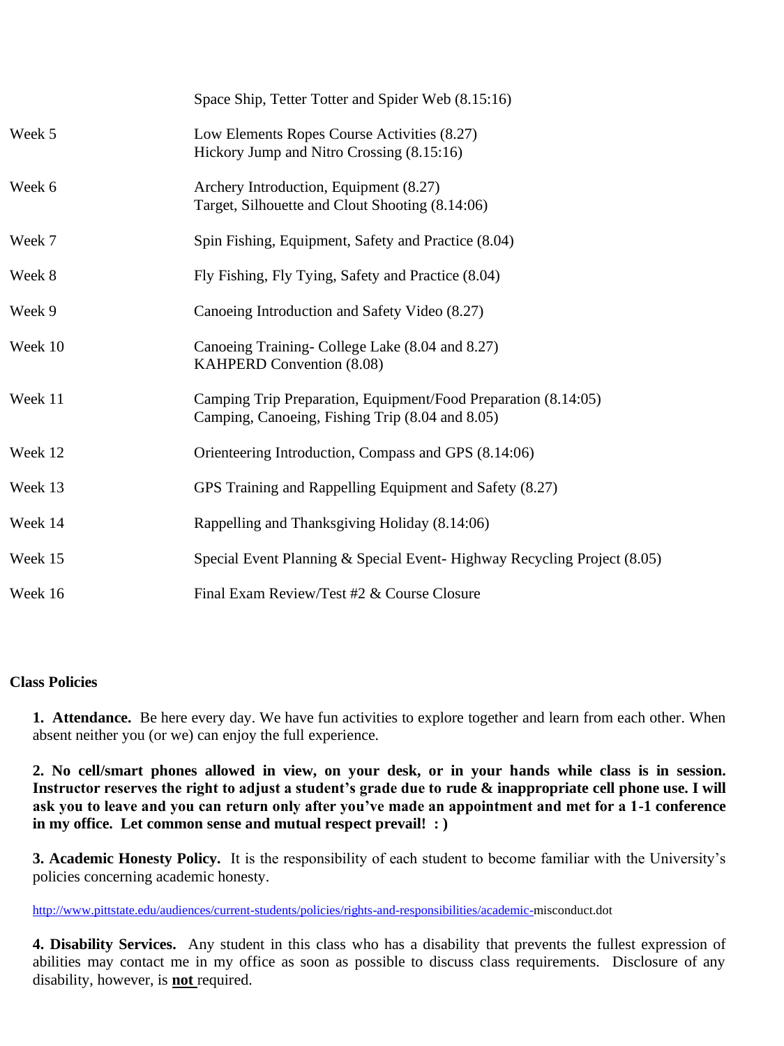| | |
|---|---|
| | Space Ship, Tetter Totter and Spider Web (8.15:16) |
| Week 5 | Low Elements Ropes Course Activities (8.27)<br>Hickory Jump and Nitro Crossing (8.15:16) |
| Week 6 | Archery Introduction, Equipment (8.27)<br>Target, Silhouette and Clout Shooting (8.14:06) |
| Week 7 | Spin Fishing, Equipment, Safety and Practice (8.04) |
| Week 8 | Fly Fishing, Fly Tying, Safety and Practice (8.04) |
| Week 9 | Canoeing Introduction and Safety Video (8.27) |
| Week 10 | Canoeing Training- College Lake (8.04 and 8.27)<br>KAHPERD Convention (8.08) |
| Week 11 | Camping Trip Preparation, Equipment/Food Preparation (8.14:05)<br>Camping, Canoeing, Fishing Trip (8.04 and 8.05) |
| Week 12 | Orienteering Introduction, Compass and GPS (8.14:06) |
| Week 13 | GPS Training and Rappelling Equipment and Safety (8.27) |
| Week 14 | Rappelling and Thanksgiving Holiday (8.14:06) |
| Week 15 | Special Event Planning & Special Event- Highway Recycling Project (8.05) |
| Week 16 | Final Exam Review/Test #2 & Course Closure |

**Class Policies**

**1. Attendance.** Be here every day. We have fun activities to explore together and learn from each other. When absent neither you (or we) can enjoy the full experience.

**2. No cell/smart phones allowed in view, on your desk, or in your hands while class is in session. Instructor reserves the right to adjust a student's grade due to rude & inappropriate cell phone use. I will ask you to leave and you can return only after you've made an appointment and met for a 1-1 conference in my office. Let common sense and mutual respect prevail! : )**

**3. Academic Honesty Policy.** It is the responsibility of each student to become familiar with the University's policies concerning academic honesty.

http://www.pittstate.edu/audiences/current-students/policies/rights-and-responsibilities/academic-misconduct.dot

**4. Disability Services.** Any student in this class who has a disability that prevents the fullest expression of abilities may contact me in my office as soon as possible to discuss class requirements. Disclosure of any disability, however, is **not** required.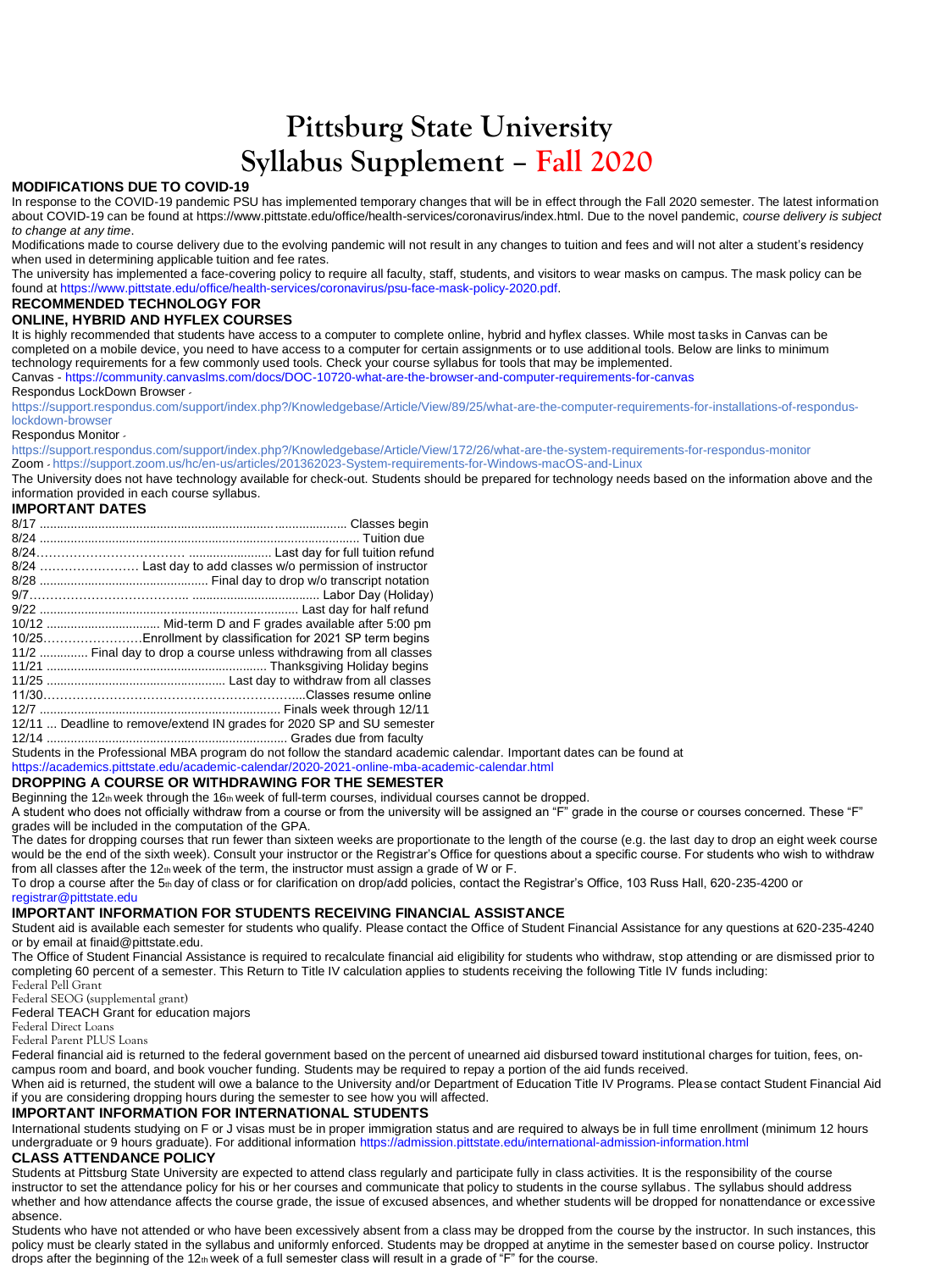# Pittsburg State University
# Syllabus Supplement – Fall 2020

## MODIFICATIONS DUE TO COVID-19

In response to the COVID-19 pandemic PSU has implemented temporary changes that will be in effect through the Fall 2020 semester. The latest information about COVID-19 can be found at https://www.pittstate.edu/office/health-services/coronavirus/index.html. Due to the novel pandemic, *course delivery is subject to change at any time*.

Modifications made to course delivery due to the evolving pandemic will not result in any changes to tuition and fees and will not alter a student's residency when used in determining applicable tuition and fee rates.

The university has implemented a face-covering policy to require all faculty, staff, students, and visitors to wear masks on campus. The mask policy can be found at https://www.pittstate.edu/office/health-services/coronavirus/psu-face-mask-policy-2020.pdf.

## RECOMMENDED TECHNOLOGY FOR ONLINE, HYBRID AND HYFLEX COURSES

It is highly recommended that students have access to a computer to complete online, hybrid and hyflex classes. While most tasks in Canvas can be completed on a mobile device, you need to have access to a computer for certain assignments or to use additional tools. Below are links to minimum technology requirements for a few commonly used tools. Check your course syllabus for tools that may be implemented.

Canvas - https://community.canvaslms.com/docs/DOC-10720-what-are-the-browser-and-computer-requirements-for-canvas

Respondus LockDown Browser - https://support.respondus.com/support/index.php?/Knowledgebase/Article/View/89/25/what-are-the-computer-requirements-for-installations-of-respondus-lockdown-browser

Respondus Monitor - https://support.respondus.com/support/index.php?/Knowledgebase/Article/View/172/26/what-are-the-system-requirements-for-respondus-monitor

Zoom - https://support.zoom.us/hc/en-us/articles/201362023-System-requirements-for-Windows-macOS-and-Linux

The University does not have technology available for check-out. Students should be prepared for technology needs based on the information above and the information provided in each course syllabus.

## IMPORTANT DATES

| Date | Event |
|---|---|
| 8/17 | Classes begin |
| 8/24 | Tuition due |
| 8/24 | Last day for full tuition refund |
| 8/24 | Last day to add classes w/o permission of instructor |
| 8/28 | Final day to drop w/o transcript notation |
| 9/7 | Labor Day (Holiday) |
| 9/22 | Last day for half refund |
| 10/12 | Mid-term D and F grades available after 5:00 pm |
| 10/25 | Enrollment by classification for 2021 SP term begins |
| 11/2 | Final day to drop a course unless withdrawing from all classes |
| 11/21 | Thanksgiving Holiday begins |
| 11/25 | Last day to withdraw from all classes |
| 11/30 | Classes resume online |
| 12/7 | Finals week through 12/11 |
| 12/11 | Deadline to remove/extend IN grades for 2020 SP and SU semester |
| 12/14 | Grades due from faculty |

Students in the Professional MBA program do not follow the standard academic calendar. Important dates can be found at https://academics.pittstate.edu/academic-calendar/2020-2021-online-mba-academic-calendar.html

## DROPPING A COURSE OR WITHDRAWING FOR THE SEMESTER

Beginning the 12th week through the 16th week of full-term courses, individual courses cannot be dropped.

A student who does not officially withdraw from a course or from the university will be assigned an "F" grade in the course or courses concerned. These "F" grades will be included in the computation of the GPA.

The dates for dropping courses that run fewer than sixteen weeks are proportionate to the length of the course (e.g. the last day to drop an eight week course would be the end of the sixth week). Consult your instructor or the Registrar's Office for questions about a specific course. For students who wish to withdraw from all classes after the 12th week of the term, the instructor must assign a grade of W or F.

To drop a course after the 5th day of class or for clarification on drop/add policies, contact the Registrar's Office, 103 Russ Hall, 620-235-4200 or registrar@pittstate.edu

## IMPORTANT INFORMATION FOR STUDENTS RECEIVING FINANCIAL ASSISTANCE

Student aid is available each semester for students who qualify. Please contact the Office of Student Financial Assistance for any questions at 620-235-4240 or by email at finaid@pittstate.edu.

The Office of Student Financial Assistance is required to recalculate financial aid eligibility for students who withdraw, stop attending or are dismissed prior to completing 60 percent of a semester. This Return to Title IV calculation applies to students receiving the following Title IV funds including:

Federal Pell Grant
Federal SEOG (supplemental grant)
Federal TEACH Grant for education majors
Federal Direct Loans
Federal Parent PLUS Loans

Federal financial aid is returned to the federal government based on the percent of unearned aid disbursed toward institutional charges for tuition, fees, on-campus room and board, and book voucher funding. Students may be required to repay a portion of the aid funds received.

When aid is returned, the student will owe a balance to the University and/or Department of Education Title IV Programs. Please contact Student Financial Aid if you are considering dropping hours during the semester to see how you will affected.

## IMPORTANT INFORMATION FOR INTERNATIONAL STUDENTS

International students studying on F or J visas must be in proper immigration status and are required to always be in full time enrollment (minimum 12 hours undergraduate or 9 hours graduate). For additional information https://admission.pittstate.edu/international-admission-information.html

## CLASS ATTENDANCE POLICY

Students at Pittsburg State University are expected to attend class regularly and participate fully in class activities. It is the responsibility of the course instructor to set the attendance policy for his or her courses and communicate that policy to students in the course syllabus. The syllabus should address whether and how attendance affects the course grade, the issue of excused absences, and whether students will be dropped for nonattendance or excessive absence.

Students who have not attended or who have been excessively absent from a class may be dropped from the course by the instructor. In such instances, this policy must be clearly stated in the syllabus and uniformly enforced. Students may be dropped at anytime in the semester based on course policy. Instructor drops after the beginning of the 12th week of a full semester class will result in a grade of "F" for the course.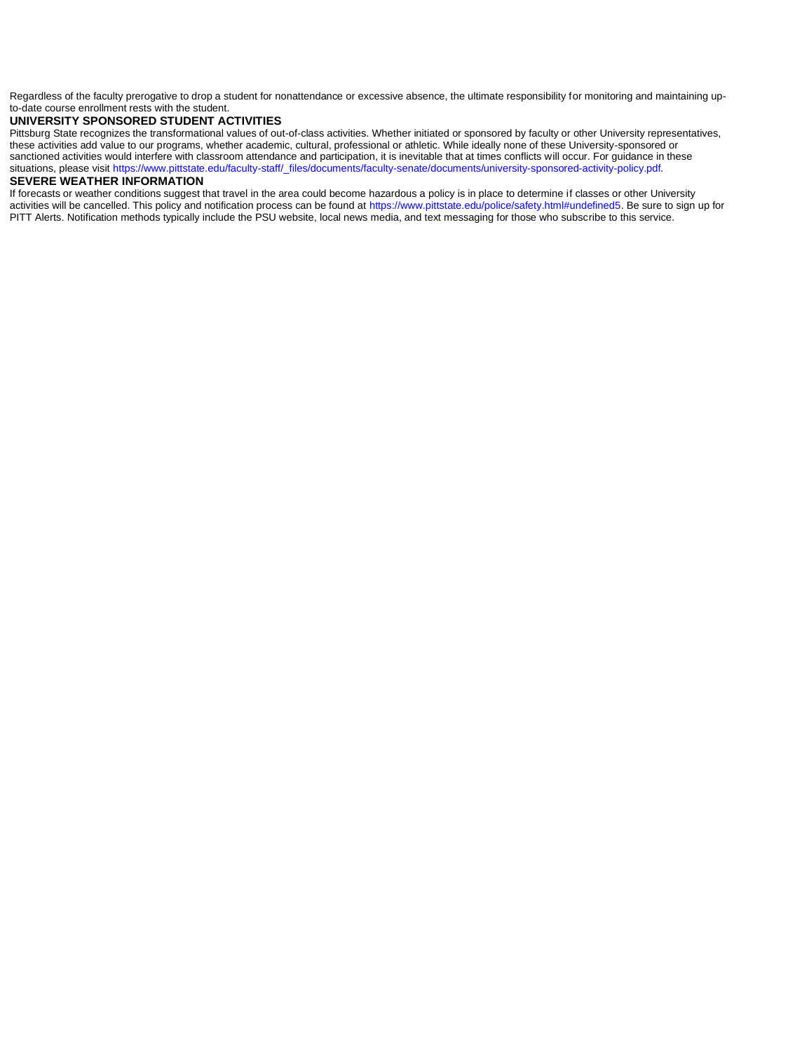Regardless of the faculty prerogative to drop a student for nonattendance or excessive absence, the ultimate responsibility for monitoring and maintaining up-to-date course enrollment rests with the student.

## UNIVERSITY SPONSORED STUDENT ACTIVITIES

Pittsburg State recognizes the transformational values of out-of-class activities. Whether initiated or sponsored by faculty or other University representatives, these activities add value to our programs, whether academic, cultural, professional or athletic. While ideally none of these University-sponsored or sanctioned activities would interfere with classroom attendance and participation, it is inevitable that at times conflicts will occur. For guidance in these situations, please visit https://www.pittstate.edu/faculty-staff/_files/documents/faculty-senate/documents/university-sponsored-activity-policy.pdf.

## SEVERE WEATHER INFORMATION

If forecasts or weather conditions suggest that travel in the area could become hazardous a policy is in place to determine if classes or other University activities will be cancelled. This policy and notification process can be found at https://www.pittstate.edu/police/safety.html#undefined5. Be sure to sign up for PITT Alerts. Notification methods typically include the PSU website, local news media, and text messaging for those who subscribe to this service.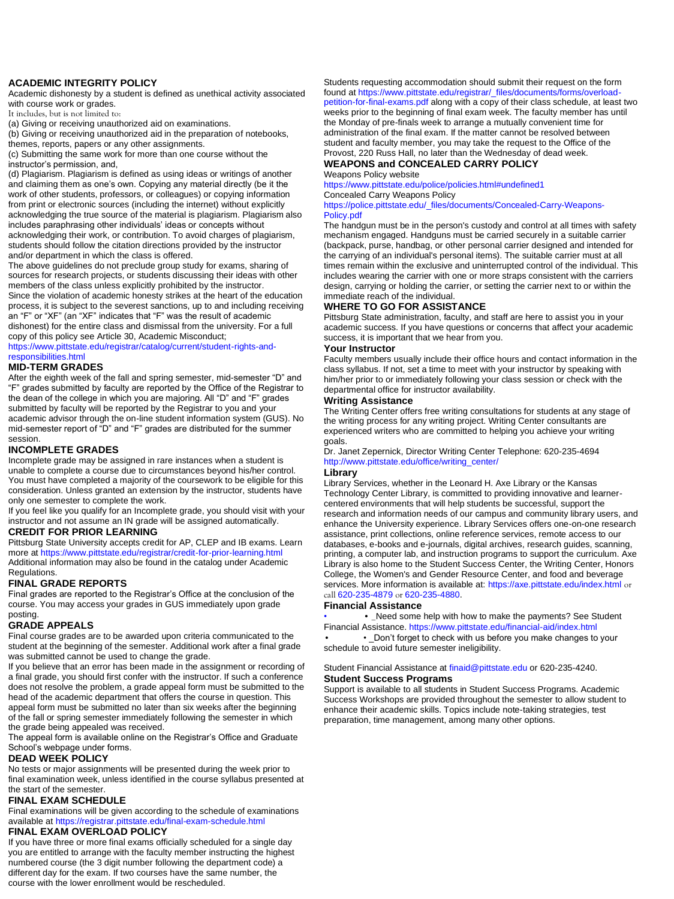## ACADEMIC INTEGRITY POLICY

Academic dishonesty by a student is defined as unethical activity associated with course work or grades.

It includes, but is not limited to:

(a) Giving or receiving unauthorized aid on examinations.

(b) Giving or receiving unauthorized aid in the preparation of notebooks, themes, reports, papers or any other assignments.

(c) Submitting the same work for more than one course without the instructor's permission, and,

(d) Plagiarism. Plagiarism is defined as using ideas or writings of another and claiming them as one's own. Copying any material directly (be it the work of other students, professors, or colleagues) or copying information from print or electronic sources (including the internet) without explicitly acknowledging the true source of the material is plagiarism. Plagiarism also includes paraphrasing other individuals' ideas or concepts without acknowledging their work, or contribution. To avoid charges of plagiarism, students should follow the citation directions provided by the instructor and/or department in which the class is offered.

The above guidelines do not preclude group study for exams, sharing of sources for research projects, or students discussing their ideas with other members of the class unless explicitly prohibited by the instructor.

Since the violation of academic honesty strikes at the heart of the education process, it is subject to the severest sanctions, up to and including receiving an "F" or "XF" (an "XF" indicates that "F" was the result of academic dishonest) for the entire class and dismissal from the university. For a full copy of this policy see Article 30, Academic Misconduct; https://www.pittstate.edu/registrar/catalog/current/student-rights-and-responsibilities.html

## MID-TERM GRADES

After the eighth week of the fall and spring semester, mid-semester "D" and "F" grades submitted by faculty are reported by the Office of the Registrar to the dean of the college in which you are majoring. All "D" and "F" grades submitted by faculty will be reported by the Registrar to you and your academic advisor through the on-line student information system (GUS). No mid-semester report of "D" and "F" grades are distributed for the summer session.

## INCOMPLETE GRADES

Incomplete grade may be assigned in rare instances when a student is unable to complete a course due to circumstances beyond his/her control. You must have completed a majority of the coursework to be eligible for this consideration. Unless granted an extension by the instructor, students have only one semester to complete the work.

If you feel like you qualify for an Incomplete grade, you should visit with your instructor and not assume an IN grade will be assigned automatically.

## CREDIT FOR PRIOR LEARNING

Pittsburg State University accepts credit for AP, CLEP and IB exams. Learn more at https://www.pittstate.edu/registrar/credit-for-prior-learning.html Additional information may also be found in the catalog under Academic Regulations.

## FINAL GRADE REPORTS

Final grades are reported to the Registrar's Office at the conclusion of the course. You may access your grades in GUS immediately upon grade posting.

## GRADE APPEALS

Final course grades are to be awarded upon criteria communicated to the student at the beginning of the semester. Additional work after a final grade was submitted cannot be used to change the grade.

If you believe that an error has been made in the assignment or recording of a final grade, you should first confer with the instructor. If such a conference does not resolve the problem, a grade appeal form must be submitted to the head of the academic department that offers the course in question. This appeal form must be submitted no later than six weeks after the beginning of the fall or spring semester immediately following the semester in which the grade being appealed was received.

The appeal form is available online on the Registrar's Office and Graduate School's webpage under forms.

## DEAD WEEK POLICY

No tests or major assignments will be presented during the week prior to final examination week, unless identified in the course syllabus presented at the start of the semester.

## FINAL EXAM SCHEDULE

Final examinations will be given according to the schedule of examinations available at https://registrar.pittstate.edu/final-exam-schedule.html

## FINAL EXAM OVERLOAD POLICY

If you have three or more final exams officially scheduled for a single day you are entitled to arrange with the faculty member instructing the highest numbered course (the 3 digit number following the department code) a different day for the exam. If two courses have the same number, the course with the lower enrollment would be rescheduled.

Students requesting accommodation should submit their request on the form found at https://www.pittstate.edu/registrar/_files/documents/forms/overload-petition-for-final-exams.pdf along with a copy of their class schedule, at least two weeks prior to the beginning of final exam week. The faculty member has until the Monday of pre-finals week to arrange a mutually convenient time for administration of the final exam. If the matter cannot be resolved between student and faculty member, you may take the request to the Office of the Provost, 220 Russ Hall, no later than the Wednesday of dead week.

## WEAPONS and CONCEALED CARRY POLICY

Weapons Policy website

https://www.pittstate.edu/police/policies.html#undefined1

Concealed Carry Weapons Policy

https://police.pittstate.edu/_files/documents/Concealed-Carry-Weapons-Policy.pdf

The handgun must be in the person's custody and control at all times with safety mechanism engaged. Handguns must be carried securely in a suitable carrier (backpack, purse, handbag, or other personal carrier designed and intended for the carrying of an individual's personal items). The suitable carrier must at all times remain within the exclusive and uninterrupted control of the individual. This includes wearing the carrier with one or more straps consistent with the carriers design, carrying or holding the carrier, or setting the carrier next to or within the immediate reach of the individual.

## WHERE TO GO FOR ASSISTANCE

Pittsburg State administration, faculty, and staff are here to assist you in your academic success. If you have questions or concerns that affect your academic success, it is important that we hear from you.

### Your Instructor

Faculty members usually include their office hours and contact information in the class syllabus. If not, set a time to meet with your instructor by speaking with him/her prior to or immediately following your class session or check with the departmental office for instructor availability.

### Writing Assistance

The Writing Center offers free writing consultations for students at any stage of the writing process for any writing project. Writing Center consultants are experienced writers who are committed to helping you achieve your writing goals.

Dr. Janet Zepernick, Director Writing Center Telephone: 620-235-4694
http://www.pittstate.edu/office/writing_center/

### Library

Library Services, whether in the Leonard H. Axe Library or the Kansas Technology Center Library, is committed to providing innovative and learner-centered environments that will help students be successful, support the research and information needs of our campus and community library users, and enhance the University experience. Library Services offers one-on-one research assistance, print collections, online reference services, remote access to our databases, e-books and e-journals, digital archives, research guides, scanning, printing, a computer lab, and instruction programs to support the curriculum. Axe Library is also home to the Student Success Center, the Writing Center, Honors College, the Women's and Gender Resource Center, and food and beverage services. More information is available at: https://axe.pittstate.edu/index.html or call 620-235-4879 or 620-235-4880.

### Financial Assistance

- _Need some help with how to make the payments? See Student Financial Assistance. https://www.pittstate.edu/financial-aid/index.html
- _Don't forget to check with us before you make changes to your schedule to avoid future semester ineligibility.

Student Financial Assistance at finaid@pittstate.edu or 620-235-4240.

### Student Success Programs

Support is available to all students in Student Success Programs. Academic Success Workshops are provided throughout the semester to allow student to enhance their academic skills. Topics include note-taking strategies, test preparation, time management, among many other options.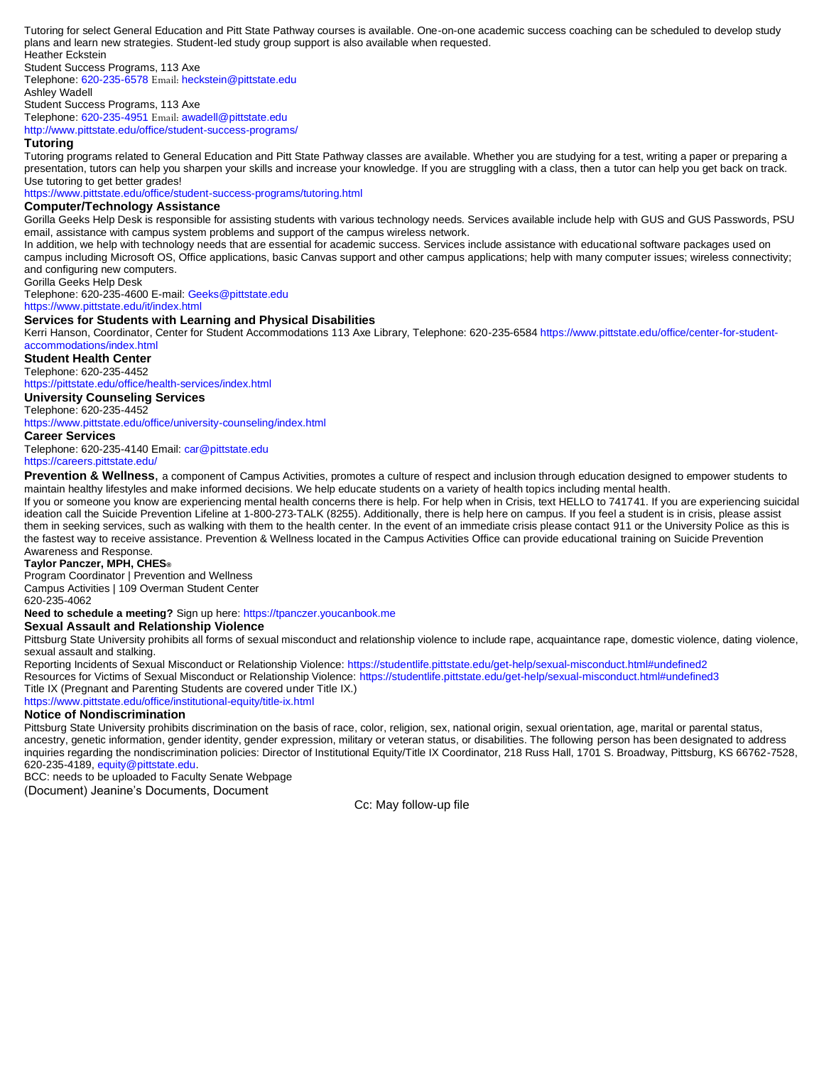Tutoring for select General Education and Pitt State Pathway courses is available. One-on-one academic success coaching can be scheduled to develop study plans and learn new strategies. Student-led study group support is also available when requested.

Heather Eckstein
Student Success Programs, 113 Axe
Telephone: 620-235-6578 Email: heckstein@pittstate.edu
Ashley Wadell
Student Success Programs, 113 Axe
Telephone: 620-235-4951 Email: awadell@pittstate.edu
http://www.pittstate.edu/office/student-success-programs/

### Tutoring

Tutoring programs related to General Education and Pitt State Pathway classes are available. Whether you are studying for a test, writing a paper or preparing a presentation, tutors can help you sharpen your skills and increase your knowledge. If you are struggling with a class, then a tutor can help you get back on track. Use tutoring to get better grades!
https://www.pittstate.edu/office/student-success-programs/tutoring.html

### Computer/Technology Assistance

Gorilla Geeks Help Desk is responsible for assisting students with various technology needs. Services available include help with GUS and GUS Passwords, PSU email, assistance with campus system problems and support of the campus wireless network.

In addition, we help with technology needs that are essential for academic success. Services include assistance with educational software packages used on campus including Microsoft OS, Office applications, basic Canvas support and other campus applications; help with many computer issues; wireless connectivity; and configuring new computers.

Gorilla Geeks Help Desk
Telephone: 620-235-4600 E-mail: Geeks@pittstate.edu
https://www.pittstate.edu/it/index.html

### Services for Students with Learning and Physical Disabilities

Kerri Hanson, Coordinator, Center for Student Accommodations 113 Axe Library, Telephone: 620-235-6584 https://www.pittstate.edu/office/center-for-student-accommodations/index.html

### Student Health Center

Telephone: 620-235-4452
https://pittstate.edu/office/health-services/index.html

### University Counseling Services

Telephone: 620-235-4452
https://www.pittstate.edu/office/university-counseling/index.html

### Career Services

Telephone: 620-235-4140 Email: car@pittstate.edu
https://careers.pittstate.edu/

**Prevention & Wellness**, a component of Campus Activities, promotes a culture of respect and inclusion through education designed to empower students to maintain healthy lifestyles and make informed decisions. We help educate students on a variety of health topics including mental health.

If you or someone you know are experiencing mental health concerns there is help. For help when in Crisis, text HELLO to 741741. If you are experiencing suicidal ideation call the Suicide Prevention Lifeline at 1-800-273-TALK (8255). Additionally, there is help here on campus. If you feel a student is in crisis, please assist them in seeking services, such as walking with them to the health center. In the event of an immediate crisis please contact 911 or the University Police as this is the fastest way to receive assistance. Prevention & Wellness located in the Campus Activities Office can provide educational training on Suicide Prevention Awareness and Response.

**Taylor Panczer, MPH, CHES®**
Program Coordinator | Prevention and Wellness
Campus Activities | 109 Overman Student Center
620-235-4062

**Need to schedule a meeting?** Sign up here: https://tpanczer.youcanbook.me

### Sexual Assault and Relationship Violence

Pittsburg State University prohibits all forms of sexual misconduct and relationship violence to include rape, acquaintance rape, domestic violence, dating violence, sexual assault and stalking.

Reporting Incidents of Sexual Misconduct or Relationship Violence: https://studentlife.pittstate.edu/get-help/sexual-misconduct.html#undefined2
Resources for Victims of Sexual Misconduct or Relationship Violence: https://studentlife.pittstate.edu/get-help/sexual-misconduct.html#undefined3
Title IX (Pregnant and Parenting Students are covered under Title IX.)
https://www.pittstate.edu/office/institutional-equity/title-ix.html

### Notice of Nondiscrimination

Pittsburg State University prohibits discrimination on the basis of race, color, religion, sex, national origin, sexual orientation, age, marital or parental status, ancestry, genetic information, gender identity, gender expression, military or veteran status, or disabilities. The following person has been designated to address inquiries regarding the nondiscrimination policies: Director of Institutional Equity/Title IX Coordinator, 218 Russ Hall, 1701 S. Broadway, Pittsburg, KS 66762-7528, 620-235-4189, equity@pittstate.edu.

BCC: needs to be uploaded to Faculty Senate Webpage
(Document) Jeanine's Documents, Document

Cc: May follow-up file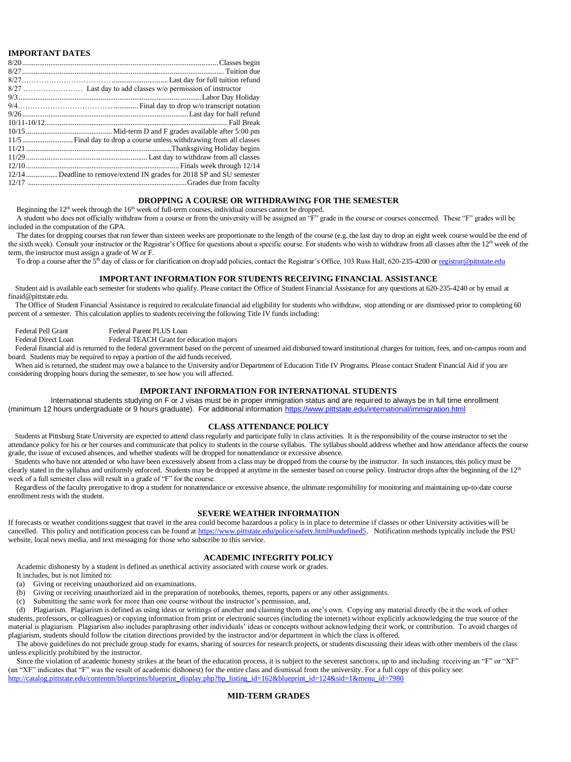## IMPORTANT DATES

| | |
|---|---|
| 8/20 | Classes begin |
| 8/27 | Tuition due |
| 8/27 | Last day for full tuition refund |
| 8/27 | Last day to add classes w/o permission of instructor |
| 9/3 | Labor Day Holiday |
| 9/4 | Final day to drop w/o transcript notation |
| 9/26 | Last day for half refund |
| 10/11-10/12 | Fall Break |
| 10/15 | Mid-term D and F grades available after 5:00 pm |
| 11/5 | Final day to drop a course unless withdrawing from all classes |
| 11/21 | Thanksgiving Holiday begins |
| 11/29 | Last day to withdraw from all classes |
| 12/10 | Finals week through 12/14 |
| 12/14 | Deadline to remove/extend IN grades for 2018 SP and SU semester |
| 12/17 | Grades due from faculty |

## DROPPING A COURSE OR WITHDRAWING FOR THE SEMESTER

Beginning the 12th week through the 16th week of full-term courses, individual courses cannot be dropped.

A student who does not officially withdraw from a course or from the university will be assigned an "F" grade in the course or courses concerned. These "F" grades will be included in the computation of the GPA.

The dates for dropping courses that run fewer than sixteen weeks are proportionate to the length of the course (e.g. the last day to drop an eight week course would be the end of the sixth week). Consult your instructor or the Registrar's Office for questions about a specific course. For students who wish to withdraw from all classes after the 12th week of the term, the instructor must assign a grade of W or F.

To drop a course after the 5th day of class or for clarification on drop/add policies, contact the Registrar's Office, 103 Russ Hall, 620-235-4200 or registrar@pittstate.edu

## IMPORTANT INFORMATION FOR STUDENTS RECEIVING FINANCIAL ASSISTANCE

Student aid is available each semester for students who qualify. Please contact the Office of Student Financial Assistance for any questions at 620-235-4240 or by email at finaid@pittstate.edu.

The Office of Student Financial Assistance is required to recalculate financial aid eligibility for students who withdraw, stop attending or are dismissed prior to completing 60 percent of a semester. This calculation applies to students receiving the following Title IV funds including:

| | |
|---|---|
| Federal Pell Grant | Federal Parent PLUS Loan |
| Federal Direct Loan | Federal TEACH Grant for education majors |

Federal financial aid is returned to the federal government based on the percent of unearned aid disbursed toward institutional charges for tuition, fees, and on-campus room and board. Students may be required to repay a portion of the aid funds received.

When aid is returned, the student may owe a balance to the University and/or Department of Education Title IV Programs. Please contact Student Financial Aid if you are considering dropping hours during the semester, to see how you will affected.

## IMPORTANT INFORMATION FOR INTERNATIONAL STUDENTS

International students studying on F or J visas must be in proper immigration status and are required to always be in full time enrollment (minimum 12 hours undergraduate or 9 hours graduate). For additional information https://www.pittstate.edu/international/immigration.html

## CLASS ATTENDANCE POLICY

Students at Pittsburg State University are expected to attend class regularly and participate fully in class activities. It is the responsibility of the course instructor to set the attendance policy for his or her courses and communicate that policy to students in the course syllabus. The syllabus should address whether and how attendance affects the course grade, the issue of excused absences, and whether students will be dropped for nonattendance or excessive absence.

Students who have not attended or who have been excessively absent from a class may be dropped from the course by the instructor. In such instances, this policy must be clearly stated in the syllabus and uniformly enforced. Students may be dropped at anytime in the semester based on course policy. Instructor drops after the beginning of the 12th week of a full semester class will result in a grade of "F" for the course.

Regardless of the faculty prerogative to drop a student for nonattendance or excessive absence, the ultimate responsibility for monitoring and maintaining up-to-date course enrollment rests with the student.

## SEVERE WEATHER INFORMATION

If forecasts or weather conditions suggest that travel in the area could become hazardous a policy is in place to determine if classes or other University activities will be cancelled. This policy and notification process can be found at https://www.pittstate.edu/police/safety.html#undefined5. Notification methods typically include the PSU website, local news media, and text messaging for those who subscribe to this service.

## ACADEMIC INTEGRITY POLICY

Academic dishonesty by a student is defined as unethical activity associated with course work or grades.

It includes, but is not limited to:

(a) Giving or receiving unauthorized aid on examinations.

(b) Giving or receiving unauthorized aid in the preparation of notebooks, themes, reports, papers or any other assignments.

(c) Submitting the same work for more than one course without the instructor's permission, and,

(d) Plagiarism. Plagiarism is defined as using ideas or writings of another and claiming them as one's own. Copying any material directly (be it the work of other students, professors, or colleagues) or copying information from print or electronic sources (including the internet) without explicitly acknowledging the true source of the material is plagiarism. Plagiarism also includes paraphrasing other individuals' ideas or concepts without acknowledging their work, or contribution. To avoid charges of plagiarism, students should follow the citation directions provided by the instructor and/or department in which the class is offered.

The above guidelines do not preclude group study for exams, sharing of sources for research projects, or students discussing their ideas with other members of the class unless explicitly prohibited by the instructor.

Since the violation of academic honesty strikes at the heart of the education process, it is subject to the severest sanctions, up to and including receiving an "F" or "XF" (an "XF" indicates that "F" was the result of academic dishonest) for the entire class and dismissal from the university. For a full copy of this policy see: http://catalog.pittstate.edu/contentm/blueprints/blueprint_display.php?bp_listing_id=162&blueprint_id=124&sid=1&menu_id=7980

## MID-TERM GRADES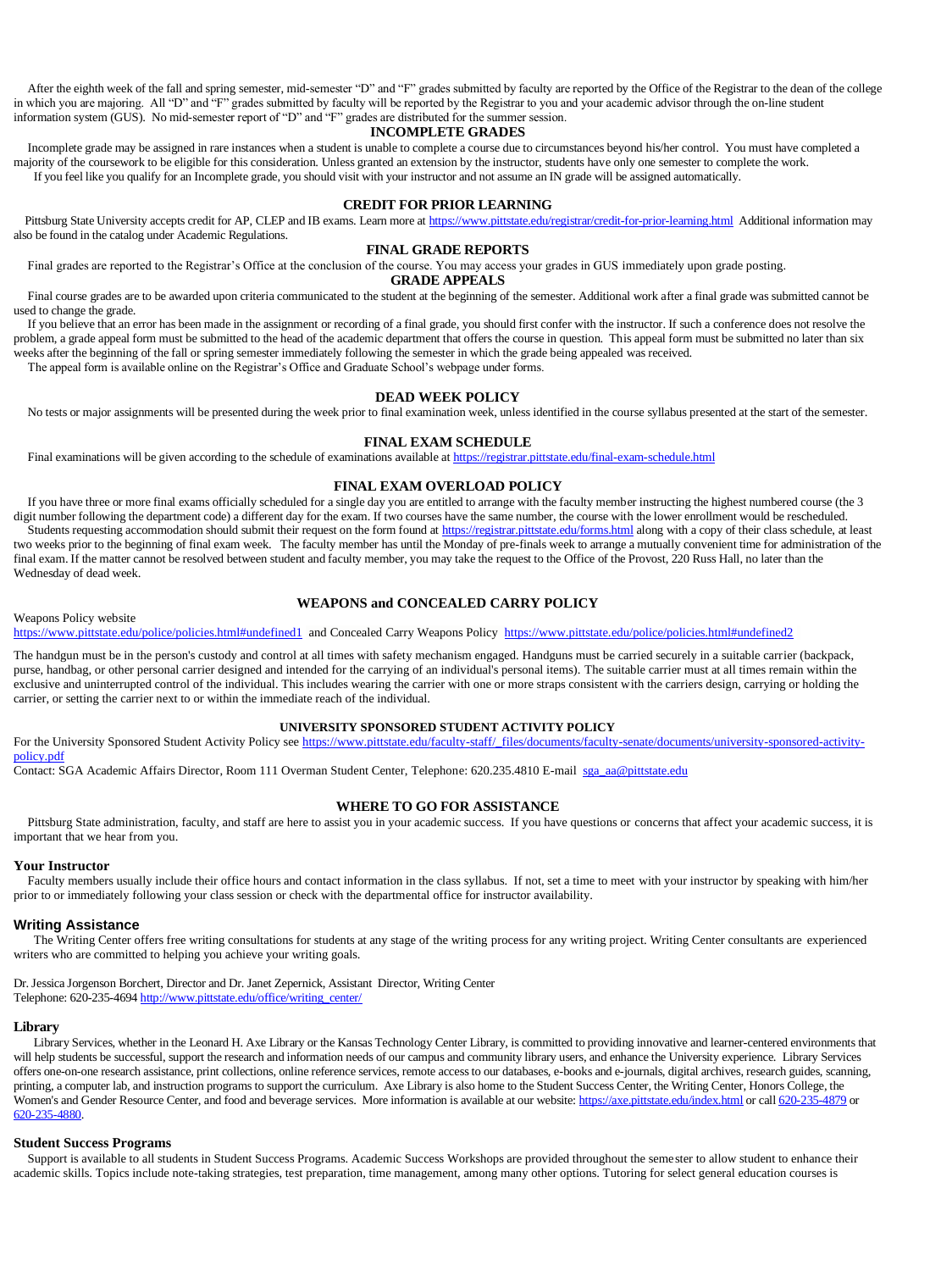After the eighth week of the fall and spring semester, mid-semester "D" and "F" grades submitted by faculty are reported by the Office of the Registrar to the dean of the college in which you are majoring. All "D" and "F" grades submitted by faculty will be reported by the Registrar to you and your academic advisor through the on-line student information system (GUS). No mid-semester report of "D" and "F" grades are distributed for the summer session.

## INCOMPLETE GRADES

Incomplete grade may be assigned in rare instances when a student is unable to complete a course due to circumstances beyond his/her control. You must have completed a majority of the coursework to be eligible for this consideration. Unless granted an extension by the instructor, students have only one semester to complete the work.

If you feel like you qualify for an Incomplete grade, you should visit with your instructor and not assume an IN grade will be assigned automatically.

## CREDIT FOR PRIOR LEARNING

Pittsburg State University accepts credit for AP, CLEP and IB exams. Learn more at https://www.pittstate.edu/registrar/credit-for-prior-learning.html Additional information may also be found in the catalog under Academic Regulations.

## FINAL GRADE REPORTS

Final grades are reported to the Registrar's Office at the conclusion of the course. You may access your grades in GUS immediately upon grade posting.

## GRADE APPEALS

Final course grades are to be awarded upon criteria communicated to the student at the beginning of the semester. Additional work after a final grade was submitted cannot be used to change the grade.

If you believe that an error has been made in the assignment or recording of a final grade, you should first confer with the instructor. If such a conference does not resolve the problem, a grade appeal form must be submitted to the head of the academic department that offers the course in question. This appeal form must be submitted no later than six weeks after the beginning of the fall or spring semester immediately following the semester in which the grade being appealed was received.

The appeal form is available online on the Registrar's Office and Graduate School's webpage under forms.

## DEAD WEEK POLICY

No tests or major assignments will be presented during the week prior to final examination week, unless identified in the course syllabus presented at the start of the semester.

## FINAL EXAM SCHEDULE

Final examinations will be given according to the schedule of examinations available at https://registrar.pittstate.edu/final-exam-schedule.html

## FINAL EXAM OVERLOAD POLICY

If you have three or more final exams officially scheduled for a single day you are entitled to arrange with the faculty member instructing the highest numbered course (the 3 digit number following the department code) a different day for the exam. If two courses have the same number, the course with the lower enrollment would be rescheduled.

Students requesting accommodation should submit their request on the form found at https://registrar.pittstate.edu/forms.html along with a copy of their class schedule, at least two weeks prior to the beginning of final exam week. The faculty member has until the Monday of pre-finals week to arrange a mutually convenient time for administration of the final exam. If the matter cannot be resolved between student and faculty member, you may take the request to the Office of the Provost, 220 Russ Hall, no later than the Wednesday of dead week.

## WEAPONS and CONCEALED CARRY POLICY

Weapons Policy website
https://www.pittstate.edu/police/policies.html#undefined1 and Concealed Carry Weapons Policy https://www.pittstate.edu/police/policies.html#undefined2

The handgun must be in the person's custody and control at all times with safety mechanism engaged. Handguns must be carried securely in a suitable carrier (backpack, purse, handbag, or other personal carrier designed and intended for the carrying of an individual's personal items). The suitable carrier must at all times remain within the exclusive and uninterrupted control of the individual. This includes wearing the carrier with one or more straps consistent with the carriers design, carrying or holding the carrier, or setting the carrier next to or within the immediate reach of the individual.

## UNIVERSITY SPONSORED STUDENT ACTIVITY POLICY

For the University Sponsored Student Activity Policy see https://www.pittstate.edu/faculty-staff/_files/documents/faculty-senate/documents/university-sponsored-activity-policy.pdf
Contact: SGA Academic Affairs Director, Room 111 Overman Student Center, Telephone: 620.235.4810 E-mail sga_aa@pittstate.edu

## WHERE TO GO FOR ASSISTANCE

Pittsburg State administration, faculty, and staff are here to assist you in your academic success. If you have questions or concerns that affect your academic success, it is important that we hear from you.

### Your Instructor

Faculty members usually include their office hours and contact information in the class syllabus. If not, set a time to meet with your instructor by speaking with him/her prior to or immediately following your class session or check with the departmental office for instructor availability.

### Writing Assistance

The Writing Center offers free writing consultations for students at any stage of the writing process for any writing project. Writing Center consultants are experienced writers who are committed to helping you achieve your writing goals.

Dr. Jessica Jorgenson Borchert, Director and Dr. Janet Zepernick, Assistant Director, Writing Center
Telephone: 620-235-4694 http://www.pittstate.edu/office/writing_center/

### Library

Library Services, whether in the Leonard H. Axe Library or the Kansas Technology Center Library, is committed to providing innovative and learner-centered environments that will help students be successful, support the research and information needs of our campus and community library users, and enhance the University experience. Library Services offers one-on-one research assistance, print collections, online reference services, remote access to our databases, e-books and e-journals, digital archives, research guides, scanning, printing, a computer lab, and instruction programs to support the curriculum. Axe Library is also home to the Student Success Center, the Writing Center, Honors College, the Women's and Gender Resource Center, and food and beverage services. More information is available at our website: https://axe.pittstate.edu/index.html or call 620-235-4879 or 620-235-4880.

### Student Success Programs

Support is available to all students in Student Success Programs. Academic Success Workshops are provided throughout the semester to allow student to enhance their academic skills. Topics include note-taking strategies, test preparation, time management, among many other options. Tutoring for select general education courses is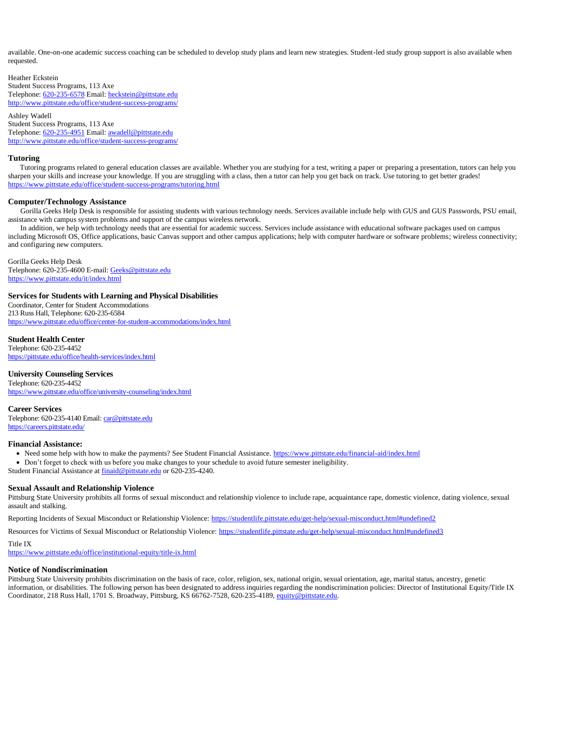available. One-on-one academic success coaching can be scheduled to develop study plans and learn new strategies. Student-led study group support is also available when requested.

Heather Eckstein
Student Success Programs, 113 Axe
Telephone: 620-235-6578 Email: heckstein@pittstate.edu
http://www.pittstate.edu/office/student-success-programs/

Ashley Wadell
Student Success Programs, 113 Axe
Telephone: 620-235-4951 Email: awadell@pittstate.edu
http://www.pittstate.edu/office/student-success-programs/

### Tutoring

Tutoring programs related to general education classes are available. Whether you are studying for a test, writing a paper or preparing a presentation, tutors can help you sharpen your skills and increase your knowledge. If you are struggling with a class, then a tutor can help you get back on track. Use tutoring to get better grades!
https://www.pittstate.edu/office/student-success-programs/tutoring.html

### Computer/Technology Assistance

Gorilla Geeks Help Desk is responsible for assisting students with various technology needs. Services available include help with GUS and GUS Passwords, PSU email, assistance with campus system problems and support of the campus wireless network.

In addition, we help with technology needs that are essential for academic success. Services include assistance with educational software packages used on campus including Microsoft OS, Office applications, basic Canvas support and other campus applications; help with computer hardware or software problems; wireless connectivity; and configuring new computers.

Gorilla Geeks Help Desk
Telephone: 620-235-4600 E-mail: Geeks@pittstate.edu
https://www.pittstate.edu/it/index.html

### Services for Students with Learning and Physical Disabilities

Coordinator, Center for Student Accommodations
213 Russ Hall, Telephone: 620-235-6584
https://www.pittstate.edu/office/center-for-student-accommodations/index.html

### Student Health Center

Telephone: 620-235-4452
https://pittstate.edu/office/health-services/index.html

### University Counseling Services

Telephone: 620-235-4452
https://www.pittstate.edu/office/university-counseling/index.html

### Career Services

Telephone: 620-235-4140 Email: car@pittstate.edu
https://careers.pittstate.edu/

### Financial Assistance:

- Need some help with how to make the payments? See Student Financial Assistance. https://www.pittstate.edu/financial-aid/index.html
- Don't forget to check with us before you make changes to your schedule to avoid future semester ineligibility.

Student Financial Assistance at finaid@pittstate.edu or 620-235-4240.

### Sexual Assault and Relationship Violence

Pittsburg State University prohibits all forms of sexual misconduct and relationship violence to include rape, acquaintance rape, domestic violence, dating violence, sexual assault and stalking.

Reporting Incidents of Sexual Misconduct or Relationship Violence: https://studentlife.pittstate.edu/get-help/sexual-misconduct.html#undefined2

Resources for Victims of Sexual Misconduct or Relationship Violence: https://studentlife.pittstate.edu/get-help/sexual-misconduct.html#undefined3

Title IX
https://www.pittstate.edu/office/institutional-equity/title-ix.html

### Notice of Nondiscrimination

Pittsburg State University prohibits discrimination on the basis of race, color, religion, sex, national origin, sexual orientation, age, marital status, ancestry, genetic information, or disabilities. The following person has been designated to address inquiries regarding the nondiscrimination policies: Director of Institutional Equity/Title IX Coordinator, 218 Russ Hall, 1701 S. Broadway, Pittsburg, KS 66762-7528, 620-235-4189, equity@pittstate.edu.